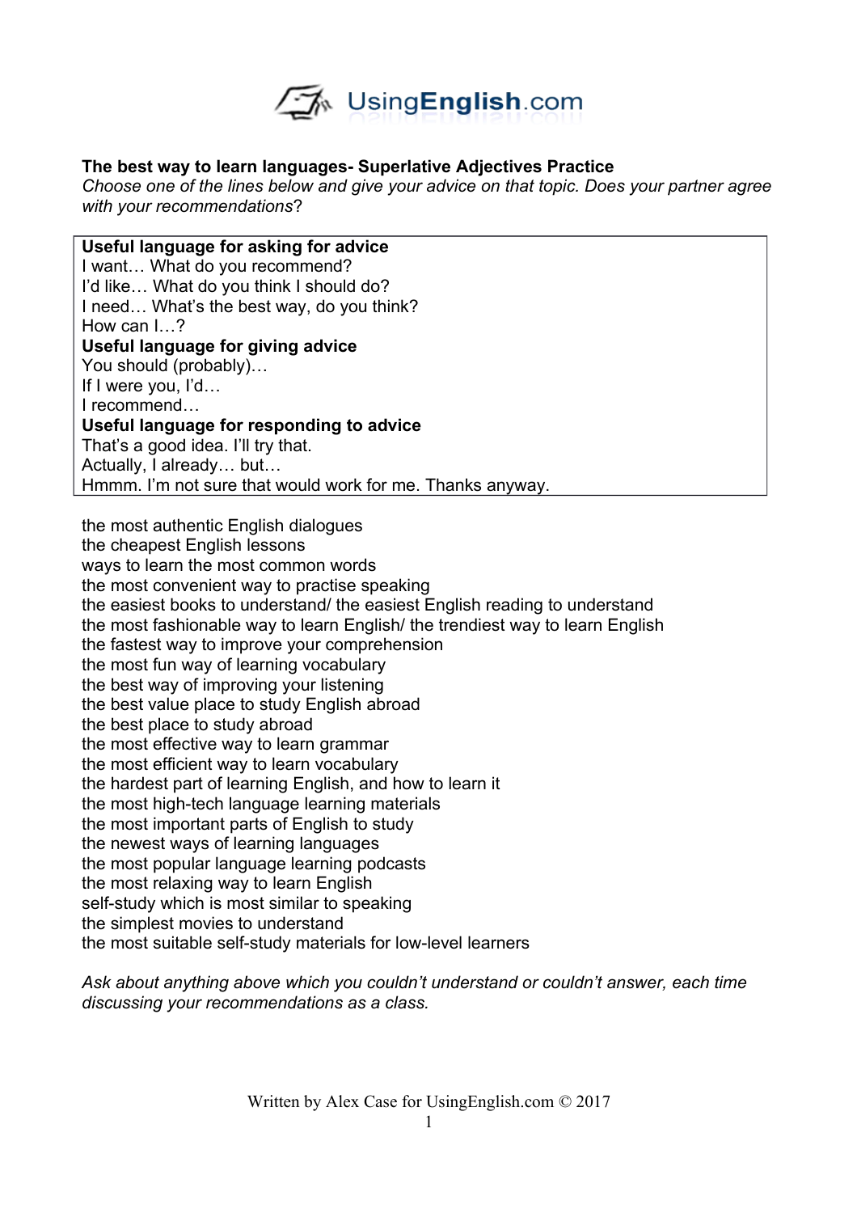UsingEnglish.com

**The best way to learn languages- Superlative Adjectives Practice**

*Choose one of the lines below and give your advice on that topic. Does your partner agree with your recommendations*?

**Useful language for asking for advice**
I want… What do you recommend?
I'd like… What do you think I should do?
I need… What's the best way, do you think?
How can I…?

**Useful language for giving advice**
You should (probably)…
If I were you, I'd…
I recommend…

**Useful language for responding to advice**
That's a good idea. I'll try that.
Actually, I already… but…
Hmmm. I'm not sure that would work for me. Thanks anyway.

the most authentic English dialogues
the cheapest English lessons
ways to learn the most common words
the most convenient way to practise speaking
the easiest books to understand/ the easiest English reading to understand
the most fashionable way to learn English/ the trendiest way to learn English
the fastest way to improve your comprehension
the most fun way of learning vocabulary
the best way of improving your listening
the best value place to study English abroad
the best place to study abroad
the most effective way to learn grammar
the most efficient way to learn vocabulary
the hardest part of learning English, and how to learn it
the most high-tech language learning materials
the most important parts of English to study
the newest ways of learning languages
the most popular language learning podcasts
the most relaxing way to learn English
self-study which is most similar to speaking
the simplest movies to understand
the most suitable self-study materials for low-level learners

*Ask about anything above which you couldn't understand or couldn't answer, each time discussing your recommendations as a class.*

Written by Alex Case for UsingEnglish.com © 2017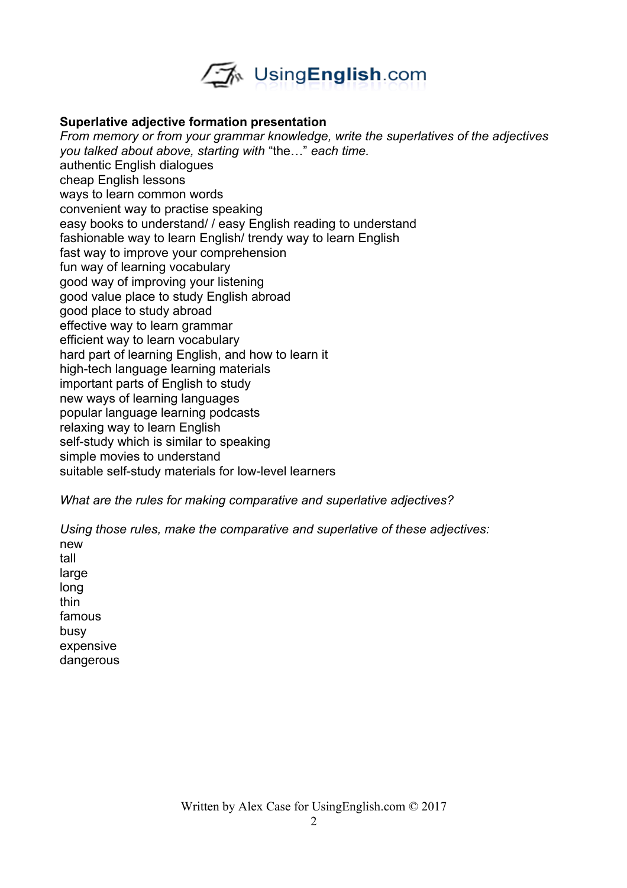**Superlative adjective formation presentation**

*From memory or from your grammar knowledge, write the superlatives of the adjectives you talked about above, starting with* "the…" *each time.*

authentic English dialogues
cheap English lessons
ways to learn common words
convenient way to practise speaking
easy books to understand/ / easy English reading to understand
fashionable way to learn English/ trendy way to learn English
fast way to improve your comprehension
fun way of learning vocabulary
good way of improving your listening
good value place to study English abroad
good place to study abroad
effective way to learn grammar
efficient way to learn vocabulary
hard part of learning English, and how to learn it
high-tech language learning materials
important parts of English to study
new ways of learning languages
popular language learning podcasts
relaxing way to learn English
self-study which is similar to speaking
simple movies to understand
suitable self-study materials for low-level learners

*What are the rules for making comparative and superlative adjectives?*

*Using those rules, make the comparative and superlative of these adjectives:*

new
tall
large
long
thin
famous
busy
expensive
dangerous

Written by Alex Case for UsingEnglish.com © 2017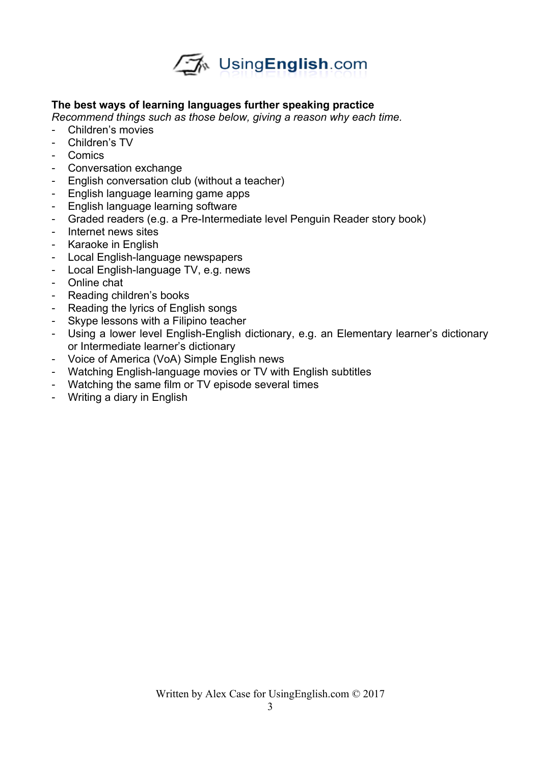**The best ways of learning languages further speaking practice**

*Recommend things such as those below, giving a reason why each time.*

- Children's movies
- Children's TV
- Comics
- Conversation exchange
- English conversation club (without a teacher)
- English language learning game apps
- English language learning software
- Graded readers (e.g. a Pre-Intermediate level Penguin Reader story book)
- Internet news sites
- Karaoke in English
- Local English-language newspapers
- Local English-language TV, e.g. news
- Online chat
- Reading children's books
- Reading the lyrics of English songs
- Skype lessons with a Filipino teacher
- Using a lower level English-English dictionary, e.g. an Elementary learner's dictionary or Intermediate learner's dictionary
- Voice of America (VoA) Simple English news
- Watching English-language movies or TV with English subtitles
- Watching the same film or TV episode several times
- Writing a diary in English